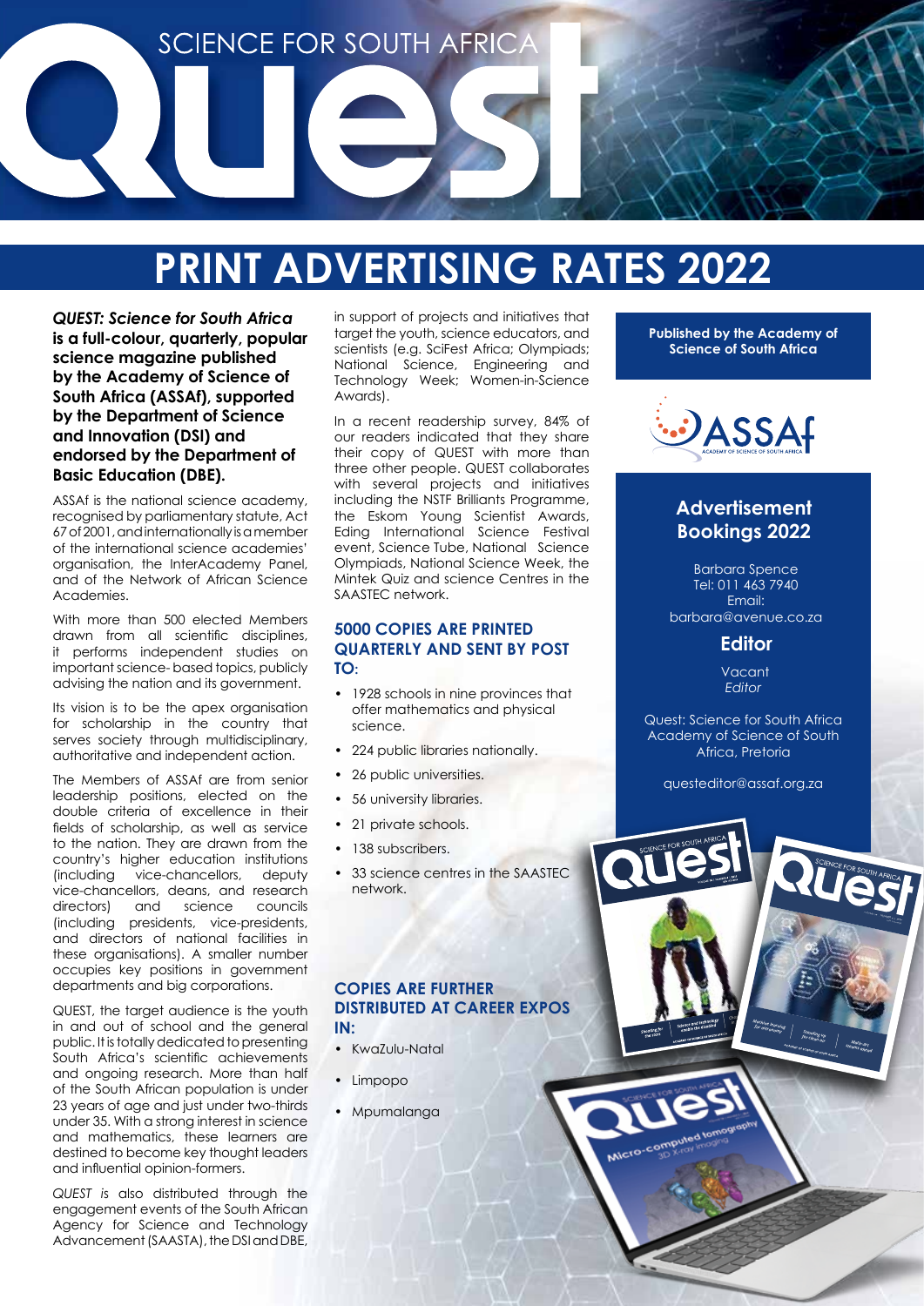# SCIENCE FOR SOUTH AFRICA Quest

# PRINT ADVERTISING RATES 2022

***QUEST: Science for South Africa* is a full-colour, quarterly, popular science magazine published by the Academy of Science of South Africa (ASSAf), supported by the Department of Science and Innovation (DSI) and endorsed by the Department of Basic Education (DBE).**

ASSAf is the national science academy, recognised by parliamentary statute, Act 67 of 2001, and internationally is a member of the international science academies' organisation, the InterAcademy Panel, and of the Network of African Science Academies.

With more than 500 elected Members drawn from all scientific disciplines, it performs independent studies on important science- based topics, publicly advising the nation and its government.

Its vision is to be the apex organisation for scholarship in the country that serves society through multidisciplinary, authoritative and independent action.

The Members of ASSAf are from senior leadership positions, elected on the double criteria of excellence in their fields of scholarship, as well as service to the nation. They are drawn from the country's higher education institutions (including vice-chancellors, deputy vice-chancellors, deans, and research directors) and science councils (including presidents, vice-presidents, and directors of national facilities in these organisations). A smaller number occupies key positions in government departments and big corporations.

QUEST, the target audience is the youth in and out of school and the general public. It is totally dedicated to presenting South Africa's scientific achievements and ongoing research. More than half of the South African population is under 23 years of age and just under two-thirds under 35. With a strong interest in science and mathematics, these learners are destined to become key thought leaders and influential opinion-formers.

*QUEST* is also distributed through the engagement events of the South African Agency for Science and Technology Advancement (SAASTA), the DSI and DBE, in support of projects and initiatives that target the youth, science educators, and scientists (e.g. SciFest Africa; Olympiads; National Science, Engineering and Technology Week; Women-in-Science Awards).

In a recent readership survey, 84% of our readers indicated that they share their copy of QUEST with more than three other people. QUEST collaborates with several projects and initiatives including the NSTF Brilliants Programme, the Eskom Young Scientist Awards, Eding International Science Festival event, Science Tube, National Science Olympiads, National Science Week, the Mintek Quiz and science Centres in the SAASTEC network.

### 5000 COPIES ARE PRINTED QUARTERLY AND SENT BY POST TO:

- 1928 schools in nine provinces that offer mathematics and physical science.
- 224 public libraries nationally.
- 26 public universities.
- 56 university libraries.
- 21 private schools.
- 138 subscribers.
- 33 science centres in the SAASTEC network.

### COPIES ARE FURTHER DISTRIBUTED AT CAREER EXPOS IN:

- KwaZulu-Natal
- Limpopo
- Mpumalanga

**Published by the Academy of Science of South Africa**

ASSAf
ACADEMY OF SCIENCE OF SOUTH AFRICA

## Advertisement Bookings 2022

Barbara Spence
Tel: 011 463 7940
Email:
barbara@avenue.co.za

## Editor

Vacant
*Editor*

Quest: Science for South Africa
Academy of Science of South Africa, Pretoria

questeditor@assaf.org.za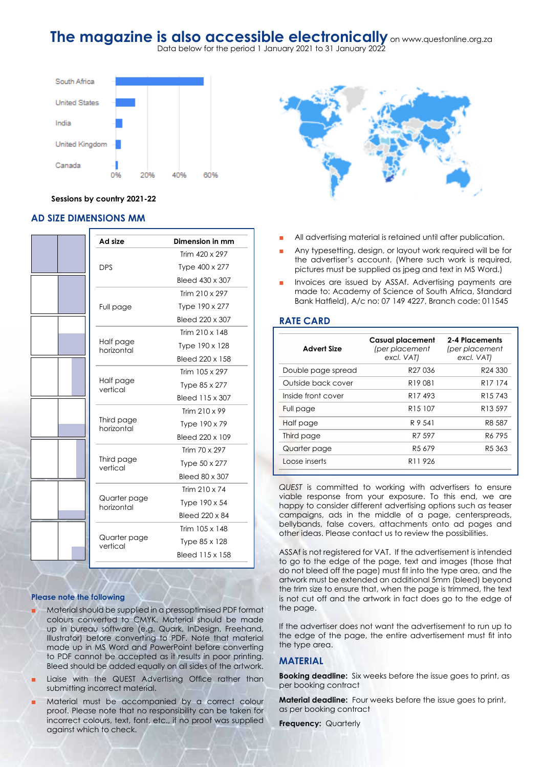# The magazine is also accessible electronically on www.questonline.org.za

Data below for the period 1 January 2021 to 31 January 2022

| Country | |
|---|---|
| South Africa | |
| United States | |
| India | |
| United Kingdom | |
| Canada | |

0% 20% 40% 60%

**Sessions by country 2021-22**

## AD SIZE DIMENSIONS MM

| Ad size | Dimension in mm |
|---|---|
| DPS | Trim 420 x 297 |
| | Type 400 x 277 |
| | Bleed 430 x 307 |
| Full page | Trim 210 x 297 |
| | Type 190 x 277 |
| | Bleed 220 x 307 |
| Half page horizontal | Trim 210 x 148 |
| | Type 190 x 128 |
| | Bleed 220 x 158 |
| Half page vertical | Trim 105 x 297 |
| | Type 85 x 277 |
| | Bleed 115 x 307 |
| Third page horizontal | Trim 210 x 99 |
| | Type 190 x 79 |
| | Bleed 220 x 109 |
| Third page vertical | Trim 70 x 297 |
| | Type 50 x 277 |
| | Bleed 80 x 307 |
| Quarter page horizontal | Trim 210 x 74 |
| | Type 190 x 54 |
| | Bleed 220 x 84 |
| Quarter page vertical | Trim 105 x 148 |
| | Type 85 x 128 |
| | Bleed 115 x 158 |

### Please note the following

- Material should be supplied in a pressoptimised PDF format colours converted to CMYK. Material should be made up in bureau software (e.g. Quark, InDesign, Freehand, Illustrator) before converting to PDF. Note that material made up in MS Word and PowerPoint before converting to PDF cannot be accepted as it results in poor printing. Bleed should be added equally on all sides of the artwork.
- Liaise with the QUEST Advertising Office rather than submitting incorrect material.
- Material must be accompanied by a correct colour proof. Please note that no responsibility can be taken for incorrect colours, text, font, etc., if no proof was supplied against which to check.

- All advertising material is retained until after publication.
- Any typesetting, design, or layout work required will be for the advertiser's account. (Where such work is required, pictures must be supplied as jpeg and text in MS Word.)
- Invoices are issued by ASSAf. Advertising payments are made to: Academy of Science of South Africa, Standard Bank Hatfield), A/c no: 07 149 4227, Branch code: 011545

## RATE CARD

| Advert Size | Casual placement *(per placement excl. VAT)* | 2-4 Placements *(per placement excl. VAT)* |
|---|---|---|
| Double page spread | R27 036 | R24 330 |
| Outside back cover | R19 081 | R17 174 |
| Inside front cover | R17 493 | R15 743 |
| Full page | R15 107 | R13 597 |
| Half page | R 9 541 | R8 587 |
| Third page | R7 597 | R6 795 |
| Quarter page | R5 679 | R5 363 |
| Loose inserts | R11 926 | |

*QUEST* is committed to working with advertisers to ensure viable response from your exposure. To this end, we are happy to consider different advertising options such as teaser campaigns, ads in the middle of a page, centerspreads, bellybands, false covers, attachments onto ad pages and other ideas. Please contact us to review the possibilities.

ASSAf is not registered for VAT. If the advertisement is intended to go to the edge of the page, text and images (those that do not bleed off the page) must fit into the type area, and the artwork must be extended an additional 5mm (bleed) beyond the trim size to ensure that, when the page is trimmed, the text is not cut off and the artwork in fact does go to the edge of the page.

If the advertiser does not want the advertisement to run up to the edge of the page, the entire advertisement must fit into the type area.

## MATERIAL

**Booking deadline:** Six weeks before the issue goes to print, as per booking contract

**Material deadline:** Four weeks before the issue goes to print, as per booking contract

**Frequency:** Quarterly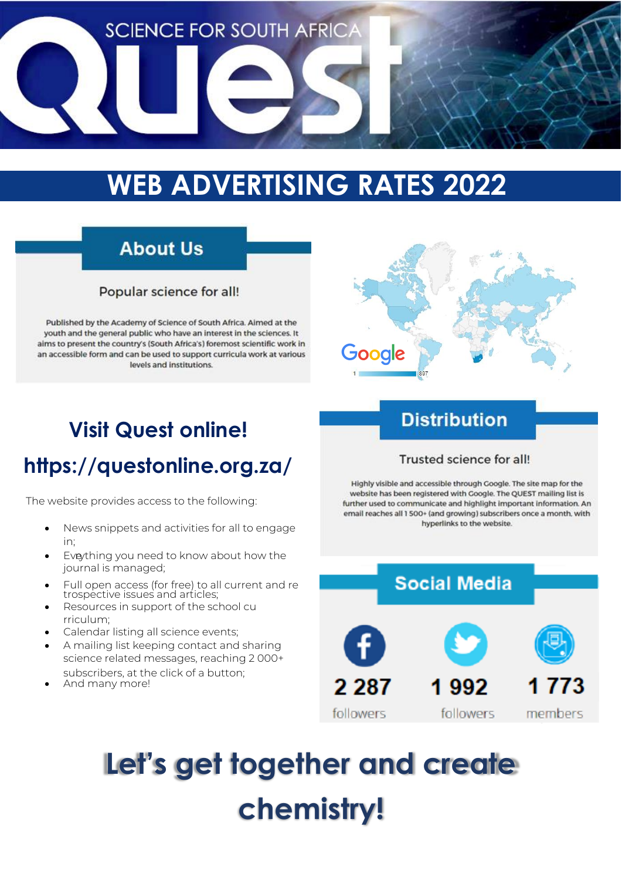SCIENCE FOR SOUTH AFRICA

# Quest

## WEB ADVERTISING RATES 2022

### About Us

Popular science for all!

Published by the Academy of Science of South Africa. Aimed at the youth and the general public who have an interest in the sciences. It aims to present the country's (South Africa's) foremost scientific work in an accessible form and can be used to support curricula work at various levels and institutions.

Google

1 897

## Visit Quest online!

## https://questonline.org.za/

The website provides access to the following:

- News snippets and activities for all to engage in;
- Everything you need to know about how the journal is managed;
- Full open access (for free) to all current and retrospective issues and articles;
- Resources in support of the school curriculum;
- Calendar listing all science events;
- A mailing list keeping contact and sharing science related messages, reaching 2 000+ subscribers, at the click of a button;
- And many more!

### Distribution

Trusted science for all!

Highly visible and accessible through Google. The site map for the website has been registered with Google. The QUEST mailing list is further used to communicate and highlight important information. An email reaches all 1 500+ (and growing) subscribers once a month, with hyperlinks to the website.

### Social Media

| Facebook | Twitter | Mailing list |
|---|---|---|
| 2 287 followers | 1 992 followers | 1 773 members |

# Let's get together and create chemistry!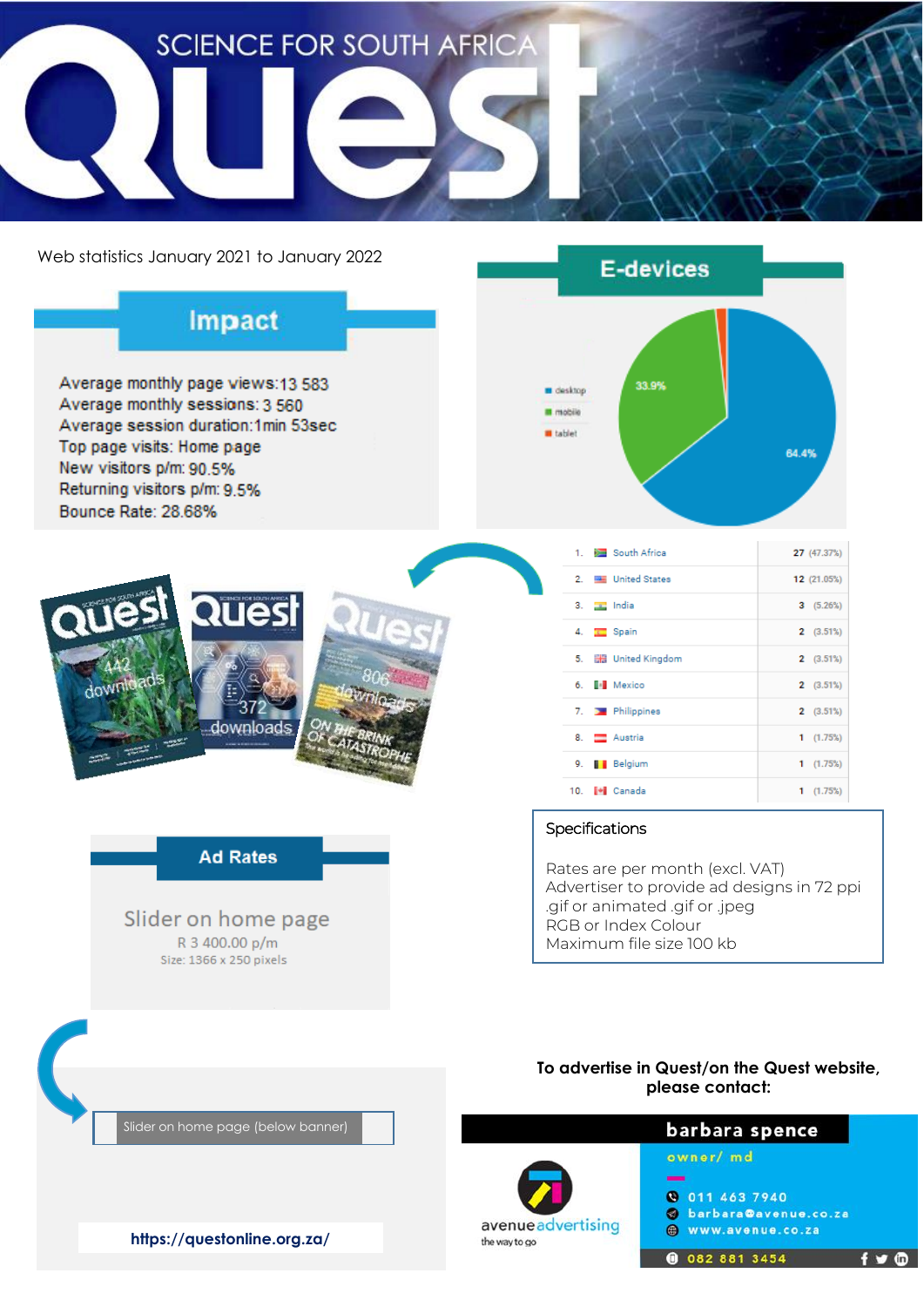# SCIENCE FOR SOUTH AFRICA Quest

Web statistics January 2021 to January 2022

## Impact

Average monthly page views: 13 583
Average monthly sessions: 3 560
Average session duration: 1min 53sec
Top page visits: Home page
New visitors p/m: 90.5%
Returning visitors p/m: 9.5%
Bounce Rate: 28.68%

## E-devices

desktop
mobile
tablet
33.9%
64.4%

442 downloads
372 downloads
806 downloads

| | | |
|---|---|---|
| 1. | South Africa | 27 (47.37%) |
| 2. | United States | 12 (21.05%) |
| 3. | India | 3 (5.26%) |
| 4. | Spain | 2 (3.51%) |
| 5. | United Kingdom | 2 (3.51%) |
| 6. | Mexico | 2 (3.51%) |
| 7. | Philippines | 2 (3.51%) |
| 8. | Austria | 1 (1.75%) |
| 9. | Belgium | 1 (1.75%) |
| 10. | Canada | 1 (1.75%) |

## Ad Rates

**Slider on home page**
R 3 400.00 p/m
Size: 1366 x 250 pixels

### Specifications

Rates are per month (excl. VAT)
Advertiser to provide ad designs in 72 ppi .gif or animated .gif or .jpeg
RGB or Index Colour
Maximum file size 100 kb

Slider on home page (below banner)

https://questonline.org.za/

**To advertise in Quest/on the Quest website, please contact:**

**barbara spence**
owner/ md
011 463 7940
barbara@avenue.co.za
www.avenue.co.za
082 881 3454

avenue advertising
the way to go